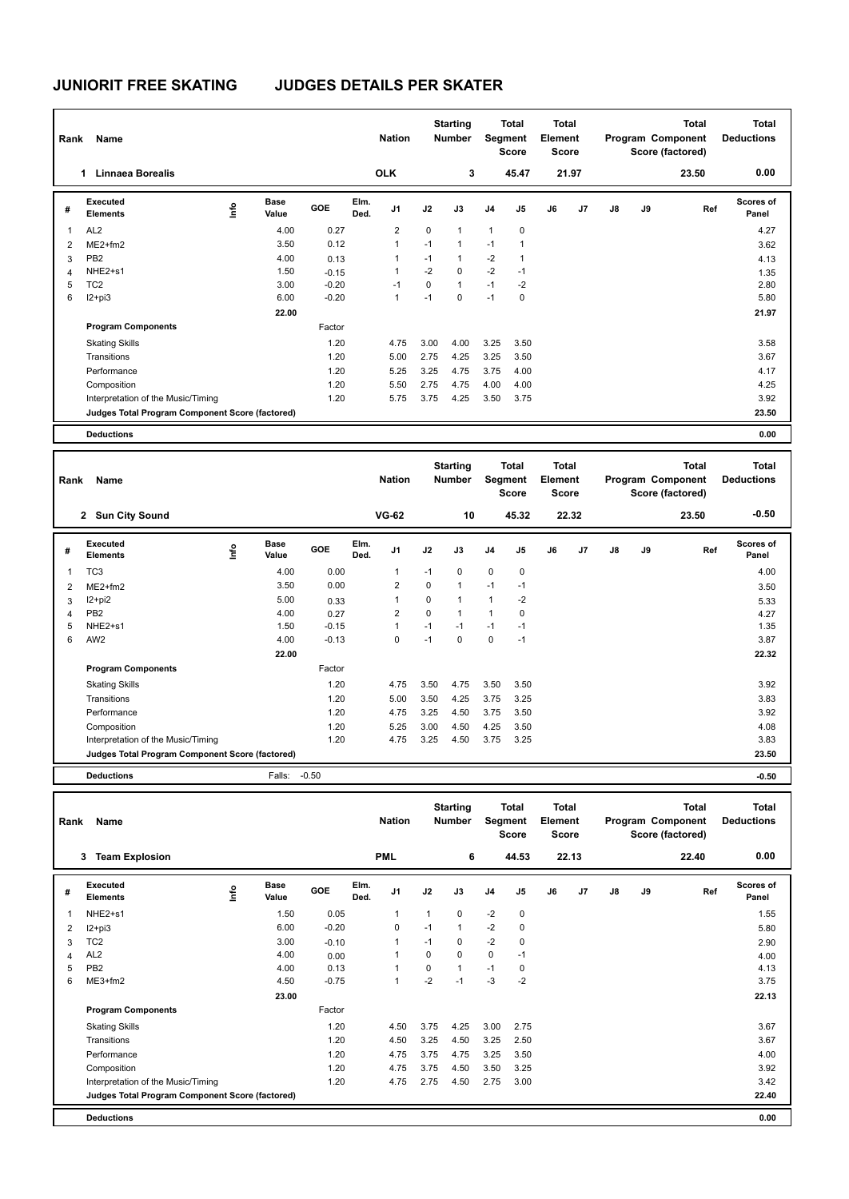# JUNIORIT FREE SKATING JUDGES DETAILS PER SKATER

| Rank | Name | Nation | Starting Number | Total Segment Score | Total Element Score | Total Program Component Score (factored) | Total Deductions |
|---|---|---|---|---|---|---|---|
| 1 | Linnaea Borealis | OLK | 3 | 45.47 | 21.97 | 23.50 | 0.00 |

| # | Executed Elements | Info | Base Value | GOE | Elm. Ded. | J1 | J2 | J3 | J4 | J5 | J6 | J7 | J8 | J9 | Ref | Scores of Panel |
|---|---|---|---|---|---|---|---|---|---|---|---|---|---|---|---|---|
| 1 | AL2 | | 4.00 | 0.27 | | 2 | 0 | 1 | 1 | 0 | | | | | | 4.27 |
| 2 | ME2+fm2 | | 3.50 | 0.12 | | 1 | -1 | 1 | -1 | 1 | | | | | | 3.62 |
| 3 | PB2 | | 4.00 | 0.13 | | 1 | -1 | 1 | -2 | 1 | | | | | | 4.13 |
| 4 | NHE2+s1 | | 1.50 | -0.15 | | 1 | -2 | 0 | -2 | -1 | | | | | | 1.35 |
| 5 | TC2 | | 3.00 | -0.20 | | -1 | 0 | 1 | -1 | -2 | | | | | | 2.80 |
| 6 | I2+pi3 | | 6.00 | -0.20 | | 1 | -1 | 0 | -1 | 0 | | | | | | 5.80 |
| | | | 22.00 | | | | | | | | | | | | | 21.97 |
| | **Program Components** | | | Factor | | | | | | | | | | | | |
| | Skating Skills | | | 1.20 | | 4.75 | 3.00 | 4.00 | 3.25 | 3.50 | | | | | | 3.58 |
| | Transitions | | | 1.20 | | 5.00 | 2.75 | 4.25 | 3.25 | 3.50 | | | | | | 3.67 |
| | Performance | | | 1.20 | | 5.25 | 3.25 | 4.75 | 3.75 | 4.00 | | | | | | 4.17 |
| | Composition | | | 1.20 | | 5.50 | 2.75 | 4.75 | 4.00 | 4.00 | | | | | | 4.25 |
| | Interpretation of the Music/Timing | | | 1.20 | | 5.75 | 3.75 | 4.25 | 3.50 | 3.75 | | | | | | 3.92 |
| | **Judges Total Program Component Score (factored)** | | | | | | | | | | | | | | | 23.50 |
| | **Deductions** | | | | | | | | | | | | | | | 0.00 |

| Rank | Name | Nation | Starting Number | Total Segment Score | Total Element Score | Total Program Component Score (factored) | Total Deductions |
|---|---|---|---|---|---|---|---|
| 2 | Sun City Sound | VG-62 | 10 | 45.32 | 22.32 | 23.50 | -0.50 |

| # | Executed Elements | Info | Base Value | GOE | Elm. Ded. | J1 | J2 | J3 | J4 | J5 | J6 | J7 | J8 | J9 | Ref | Scores of Panel |
|---|---|---|---|---|---|---|---|---|---|---|---|---|---|---|---|---|
| 1 | TC3 | | 4.00 | 0.00 | | 1 | -1 | 0 | 0 | 0 | | | | | | 4.00 |
| 2 | ME2+fm2 | | 3.50 | 0.00 | | 2 | 0 | 1 | -1 | -1 | | | | | | 3.50 |
| 3 | I2+pi2 | | 5.00 | 0.33 | | 1 | 0 | 1 | 1 | -2 | | | | | | 5.33 |
| 4 | PB2 | | 4.00 | 0.27 | | 2 | 0 | 1 | 1 | 0 | | | | | | 4.27 |
| 5 | NHE2+s1 | | 1.50 | -0.15 | | 1 | -1 | -1 | -1 | -1 | | | | | | 1.35 |
| 6 | AW2 | | 4.00 | -0.13 | | 0 | -1 | 0 | 0 | -1 | | | | | | 3.87 |
| | | | 22.00 | | | | | | | | | | | | | 22.32 |
| | **Program Components** | | | Factor | | | | | | | | | | | | |
| | Skating Skills | | | 1.20 | | 4.75 | 3.50 | 4.75 | 3.50 | 3.50 | | | | | | 3.92 |
| | Transitions | | | 1.20 | | 5.00 | 3.50 | 4.25 | 3.75 | 3.25 | | | | | | 3.83 |
| | Performance | | | 1.20 | | 4.75 | 3.25 | 4.50 | 3.75 | 3.50 | | | | | | 3.92 |
| | Composition | | | 1.20 | | 5.25 | 3.00 | 4.50 | 4.25 | 3.50 | | | | | | 4.08 |
| | Interpretation of the Music/Timing | | | 1.20 | | 4.75 | 3.25 | 4.50 | 3.75 | 3.25 | | | | | | 3.83 |
| | **Judges Total Program Component Score (factored)** | | | | | | | | | | | | | | | 23.50 |
| | **Deductions** | | Falls: | -0.50 | | | | | | | | | | | | -0.50 |

| Rank | Name | Nation | Starting Number | Total Segment Score | Total Element Score | Total Program Component Score (factored) | Total Deductions |
|---|---|---|---|---|---|---|---|
| 3 | Team Explosion | PML | 6 | 44.53 | 22.13 | 22.40 | 0.00 |

| # | Executed Elements | Info | Base Value | GOE | Elm. Ded. | J1 | J2 | J3 | J4 | J5 | J6 | J7 | J8 | J9 | Ref | Scores of Panel |
|---|---|---|---|---|---|---|---|---|---|---|---|---|---|---|---|---|
| 1 | NHE2+s1 | | 1.50 | 0.05 | | 1 | 1 | 0 | -2 | 0 | | | | | | 1.55 |
| 2 | I2+pi3 | | 6.00 | -0.20 | | 0 | -1 | 1 | -2 | 0 | | | | | | 5.80 |
| 3 | TC2 | | 3.00 | -0.10 | | 1 | -1 | 0 | -2 | 0 | | | | | | 2.90 |
| 4 | AL2 | | 4.00 | 0.00 | | 1 | 0 | 0 | 0 | -1 | | | | | | 4.00 |
| 5 | PB2 | | 4.00 | 0.13 | | 1 | 0 | 1 | -1 | 0 | | | | | | 4.13 |
| 6 | ME3+fm2 | | 4.50 | -0.75 | | 1 | -2 | -1 | -3 | -2 | | | | | | 3.75 |
| | | | 23.00 | | | | | | | | | | | | | 22.13 |
| | **Program Components** | | | Factor | | | | | | | | | | | | |
| | Skating Skills | | | 1.20 | | 4.50 | 3.75 | 4.25 | 3.00 | 2.75 | | | | | | 3.67 |
| | Transitions | | | 1.20 | | 4.50 | 3.25 | 4.50 | 3.25 | 2.50 | | | | | | 3.67 |
| | Performance | | | 1.20 | | 4.75 | 3.75 | 4.75 | 3.25 | 3.50 | | | | | | 4.00 |
| | Composition | | | 1.20 | | 4.75 | 3.75 | 4.50 | 3.50 | 3.25 | | | | | | 3.92 |
| | Interpretation of the Music/Timing | | | 1.20 | | 4.75 | 2.75 | 4.50 | 2.75 | 3.00 | | | | | | 3.42 |
| | **Judges Total Program Component Score (factored)** | | | | | | | | | | | | | | | 22.40 |
| | **Deductions** | | | | | | | | | | | | | | | 0.00 |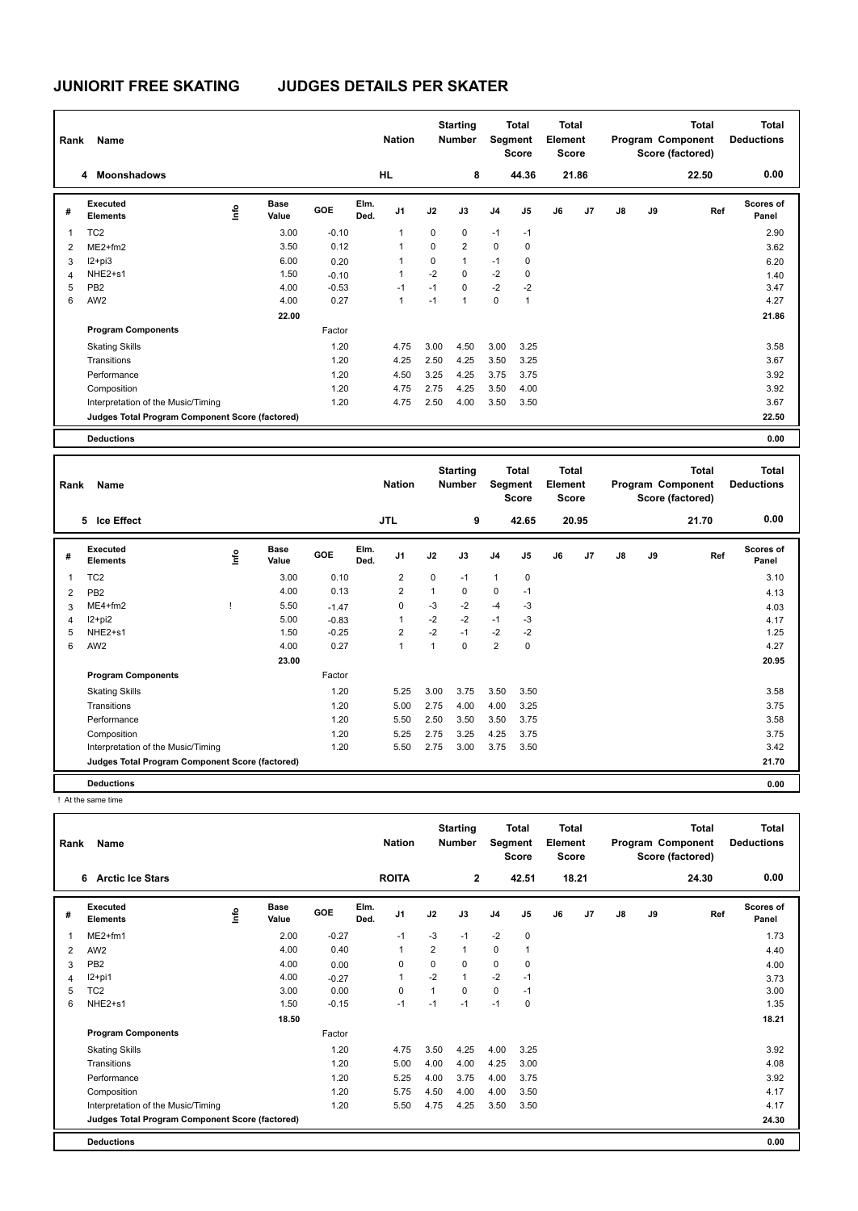# JUNIORIT FREE SKATING JUDGES DETAILS PER SKATER

| Rank | Name | Nation | Starting Number | Total Segment Score | Total Element Score | Total Program Component Score (factored) | Total Deductions |
|---|---|---|---|---|---|---|---|
| 4 | Moonshadows | HL | 8 | 44.36 | 21.86 | 22.50 | 0.00 |

| # | Executed Elements | Info | Base Value | GOE | Elm. Ded. | J1 | J2 | J3 | J4 | J5 | J6 | J7 | J8 | J9 | Ref | Scores of Panel |
|---|---|---|---|---|---|---|---|---|---|---|---|---|---|---|---|---|
| 1 | TC2 | | 3.00 | -0.10 | | 1 | 0 | 0 | -1 | -1 | | | | | | 2.90 |
| 2 | ME2+fm2 | | 3.50 | 0.12 | | 1 | 0 | 2 | 0 | 0 | | | | | | 3.62 |
| 3 | I2+pi3 | | 6.00 | 0.20 | | 1 | 0 | 1 | -1 | 0 | | | | | | 6.20 |
| 4 | NHE2+s1 | | 1.50 | -0.10 | | 1 | -2 | 0 | -2 | 0 | | | | | | 1.40 |
| 5 | PB2 | | 4.00 | -0.53 | | -1 | -1 | 0 | -2 | -2 | | | | | | 3.47 |
| 6 | AW2 | | 4.00 | 0.27 | | 1 | -1 | 1 | 0 | 1 | | | | | | 4.27 |
| | | | 22.00 | | | | | | | | | | | | | 21.86 |
| | **Program Components** | | | Factor | | | | | | | | | | | | |
| | Skating Skills | | | 1.20 | | 4.75 | 3.00 | 4.50 | 3.00 | 3.25 | | | | | | 3.58 |
| | Transitions | | | 1.20 | | 4.25 | 2.50 | 4.25 | 3.50 | 3.25 | | | | | | 3.67 |
| | Performance | | | 1.20 | | 4.50 | 3.25 | 4.25 | 3.75 | 3.75 | | | | | | 3.92 |
| | Composition | | | 1.20 | | 4.75 | 2.75 | 4.25 | 3.50 | 4.00 | | | | | | 3.92 |
| | Interpretation of the Music/Timing | | | 1.20 | | 4.75 | 2.50 | 4.00 | 3.50 | 3.50 | | | | | | 3.67 |
| | **Judges Total Program Component Score (factored)** | | | | | | | | | | | | | | | 22.50 |
| | **Deductions** | | | | | | | | | | | | | | | 0.00 |

| Rank | Name | Nation | Starting Number | Total Segment Score | Total Element Score | Total Program Component Score (factored) | Total Deductions |
|---|---|---|---|---|---|---|---|
| 5 | Ice Effect | JTL | 9 | 42.65 | 20.95 | 21.70 | 0.00 |

| # | Executed Elements | Info | Base Value | GOE | Elm. Ded. | J1 | J2 | J3 | J4 | J5 | J6 | J7 | J8 | J9 | Ref | Scores of Panel |
|---|---|---|---|---|---|---|---|---|---|---|---|---|---|---|---|---|
| 1 | TC2 | | 3.00 | 0.10 | | 2 | 0 | -1 | 1 | 0 | | | | | | 3.10 |
| 2 | PB2 | | 4.00 | 0.13 | | 2 | 1 | 0 | 0 | -1 | | | | | | 4.13 |
| 3 | ME4+fm2 | ! | 5.50 | -1.47 | | 0 | -3 | -2 | -4 | -3 | | | | | | 4.03 |
| 4 | I2+pi2 | | 5.00 | -0.83 | | 1 | -2 | -2 | -1 | -3 | | | | | | 4.17 |
| 5 | NHE2+s1 | | 1.50 | -0.25 | | 2 | -2 | -1 | -2 | -2 | | | | | | 1.25 |
| 6 | AW2 | | 4.00 | 0.27 | | 1 | 1 | 0 | 2 | 0 | | | | | | 4.27 |
| | | | 23.00 | | | | | | | | | | | | | 20.95 |
| | **Program Components** | | | Factor | | | | | | | | | | | | |
| | Skating Skills | | | 1.20 | | 5.25 | 3.00 | 3.75 | 3.50 | 3.50 | | | | | | 3.58 |
| | Transitions | | | 1.20 | | 5.00 | 2.75 | 4.00 | 4.00 | 3.25 | | | | | | 3.75 |
| | Performance | | | 1.20 | | 5.50 | 2.50 | 3.50 | 3.50 | 3.75 | | | | | | 3.58 |
| | Composition | | | 1.20 | | 5.25 | 2.75 | 3.25 | 4.25 | 3.75 | | | | | | 3.75 |
| | Interpretation of the Music/Timing | | | 1.20 | | 5.50 | 2.75 | 3.00 | 3.75 | 3.50 | | | | | | 3.42 |
| | **Judges Total Program Component Score (factored)** | | | | | | | | | | | | | | | 21.70 |
| | **Deductions** | | | | | | | | | | | | | | | 0.00 |

! At the same time

| Rank | Name | Nation | Starting Number | Total Segment Score | Total Element Score | Total Program Component Score (factored) | Total Deductions |
|---|---|---|---|---|---|---|---|
| 6 | Arctic Ice Stars | ROITA | 2 | 42.51 | 18.21 | 24.30 | 0.00 |

| # | Executed Elements | Info | Base Value | GOE | Elm. Ded. | J1 | J2 | J3 | J4 | J5 | J6 | J7 | J8 | J9 | Ref | Scores of Panel |
|---|---|---|---|---|---|---|---|---|---|---|---|---|---|---|---|---|
| 1 | ME2+fm1 | | 2.00 | -0.27 | | -1 | -3 | -1 | -2 | 0 | | | | | | 1.73 |
| 2 | AW2 | | 4.00 | 0.40 | | 1 | 2 | 1 | 0 | 1 | | | | | | 4.40 |
| 3 | PB2 | | 4.00 | 0.00 | | 0 | 0 | 0 | 0 | 0 | | | | | | 4.00 |
| 4 | I2+pi1 | | 4.00 | -0.27 | | 1 | -2 | 1 | -2 | -1 | | | | | | 3.73 |
| 5 | TC2 | | 3.00 | 0.00 | | 0 | 1 | 0 | 0 | -1 | | | | | | 3.00 |
| 6 | NHE2+s1 | | 1.50 | -0.15 | | -1 | -1 | -1 | -1 | 0 | | | | | | 1.35 |
| | | | 18.50 | | | | | | | | | | | | | 18.21 |
| | **Program Components** | | | Factor | | | | | | | | | | | | |
| | Skating Skills | | | 1.20 | | 4.75 | 3.50 | 4.25 | 4.00 | 3.25 | | | | | | 3.92 |
| | Transitions | | | 1.20 | | 5.00 | 4.00 | 4.00 | 4.25 | 3.00 | | | | | | 4.08 |
| | Performance | | | 1.20 | | 5.25 | 4.00 | 3.75 | 4.00 | 3.75 | | | | | | 3.92 |
| | Composition | | | 1.20 | | 5.75 | 4.50 | 4.00 | 4.00 | 3.50 | | | | | | 4.17 |
| | Interpretation of the Music/Timing | | | 1.20 | | 5.50 | 4.75 | 4.25 | 3.50 | 3.50 | | | | | | 4.17 |
| | **Judges Total Program Component Score (factored)** | | | | | | | | | | | | | | | 24.30 |
| | **Deductions** | | | | | | | | | | | | | | | 0.00 |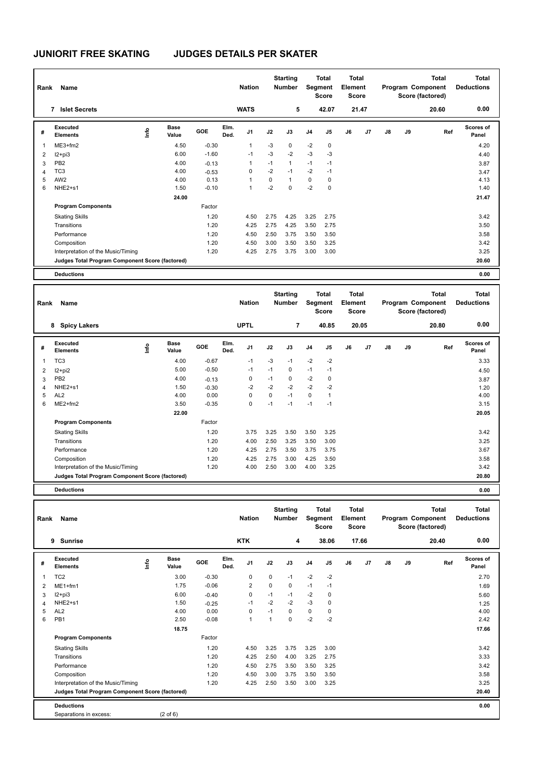# JUNIORIT FREE SKATING JUDGES DETAILS PER SKATER

| Rank | Name | Nation | Starting Number | Total Segment Score | Total Element Score | Total Program Component Score (factored) | Total Deductions |
|---|---|---|---|---|---|---|---|
| 7 | Islet Secrets | WATS | 5 | 42.07 | 21.47 | 20.60 | 0.00 |

| # | Executed Elements | Info | Base Value | GOE | Elm. Ded. | J1 | J2 | J3 | J4 | J5 | J6 | J7 | J8 | J9 | Ref | Scores of Panel |
|---|---|---|---|---|---|---|---|---|---|---|---|---|---|---|---|---|
| 1 | ME3+fm2 | | 4.50 | -0.30 | | 1 | -3 | 0 | -2 | 0 | | | | | | 4.20 |
| 2 | I2+pi3 | | 6.00 | -1.60 | | -1 | -3 | -2 | -3 | -3 | | | | | | 4.40 |
| 3 | PB2 | | 4.00 | -0.13 | | 1 | -1 | 1 | -1 | -1 | | | | | | 3.87 |
| 4 | TC3 | | 4.00 | -0.53 | | 0 | -2 | -1 | -2 | -1 | | | | | | 3.47 |
| 5 | AW2 | | 4.00 | 0.13 | | 1 | 0 | 1 | 0 | 0 | | | | | | 4.13 |
| 6 | NHE2+s1 | | 1.50 | -0.10 | | 1 | -2 | 0 | -2 | 0 | | | | | | 1.40 |
| | | | 24.00 | | | | | | | | | | | | | 21.47 |
| | **Program Components** | | | Factor | | | | | | | | | | | | |
| | Skating Skills | | | 1.20 | | 4.50 | 2.75 | 4.25 | 3.25 | 2.75 | | | | | | 3.42 |
| | Transitions | | | 1.20 | | 4.25 | 2.75 | 4.25 | 3.50 | 2.75 | | | | | | 3.50 |
| | Performance | | | 1.20 | | 4.50 | 2.50 | 3.75 | 3.50 | 3.50 | | | | | | 3.58 |
| | Composition | | | 1.20 | | 4.50 | 3.00 | 3.50 | 3.50 | 3.25 | | | | | | 3.42 |
| | Interpretation of the Music/Timing | | | 1.20 | | 4.25 | 2.75 | 3.75 | 3.00 | 3.00 | | | | | | 3.25 |
| | **Judges Total Program Component Score (factored)** | | | | | | | | | | | | | | | 20.60 |
| | **Deductions** | | | | | | | | | | | | | | | 0.00 |

| Rank | Name | Nation | Starting Number | Total Segment Score | Total Element Score | Total Program Component Score (factored) | Total Deductions |
|---|---|---|---|---|---|---|---|
| 8 | Spicy Lakers | UPTL | 7 | 40.85 | 20.05 | 20.80 | 0.00 |

| # | Executed Elements | Info | Base Value | GOE | Elm. Ded. | J1 | J2 | J3 | J4 | J5 | J6 | J7 | J8 | J9 | Ref | Scores of Panel |
|---|---|---|---|---|---|---|---|---|---|---|---|---|---|---|---|---|
| 1 | TC3 | | 4.00 | -0.67 | | -1 | -3 | -1 | -2 | -2 | | | | | | 3.33 |
| 2 | I2+pi2 | | 5.00 | -0.50 | | -1 | -1 | 0 | -1 | -1 | | | | | | 4.50 |
| 3 | PB2 | | 4.00 | -0.13 | | 0 | -1 | 0 | -2 | 0 | | | | | | 3.87 |
| 4 | NHE2+s1 | | 1.50 | -0.30 | | -2 | -2 | -2 | -2 | -2 | | | | | | 1.20 |
| 5 | AL2 | | 4.00 | 0.00 | | 0 | 0 | -1 | 0 | 1 | | | | | | 4.00 |
| 6 | ME2+fm2 | | 3.50 | -0.35 | | 0 | -1 | -1 | -1 | -1 | | | | | | 3.15 |
| | | | 22.00 | | | | | | | | | | | | | 20.05 |
| | **Program Components** | | | Factor | | | | | | | | | | | | |
| | Skating Skills | | | 1.20 | | 3.75 | 3.25 | 3.50 | 3.50 | 3.25 | | | | | | 3.42 |
| | Transitions | | | 1.20 | | 4.00 | 2.50 | 3.25 | 3.50 | 3.00 | | | | | | 3.25 |
| | Performance | | | 1.20 | | 4.25 | 2.75 | 3.50 | 3.75 | 3.75 | | | | | | 3.67 |
| | Composition | | | 1.20 | | 4.25 | 2.75 | 3.00 | 4.25 | 3.50 | | | | | | 3.58 |
| | Interpretation of the Music/Timing | | | 1.20 | | 4.00 | 2.50 | 3.00 | 4.00 | 3.25 | | | | | | 3.42 |
| | **Judges Total Program Component Score (factored)** | | | | | | | | | | | | | | | 20.80 |
| | **Deductions** | | | | | | | | | | | | | | | 0.00 |

| Rank | Name | Nation | Starting Number | Total Segment Score | Total Element Score | Total Program Component Score (factored) | Total Deductions |
|---|---|---|---|---|---|---|---|
| 9 | Sunrise | KTK | 4 | 38.06 | 17.66 | 20.40 | 0.00 |

| # | Executed Elements | Info | Base Value | GOE | Elm. Ded. | J1 | J2 | J3 | J4 | J5 | J6 | J7 | J8 | J9 | Ref | Scores of Panel |
|---|---|---|---|---|---|---|---|---|---|---|---|---|---|---|---|---|
| 1 | TC2 | | 3.00 | -0.30 | | 0 | 0 | -1 | -2 | -2 | | | | | | 2.70 |
| 2 | ME1+fm1 | | 1.75 | -0.06 | | 2 | 0 | 0 | -1 | -1 | | | | | | 1.69 |
| 3 | I2+pi3 | | 6.00 | -0.40 | | 0 | -1 | -1 | -2 | 0 | | | | | | 5.60 |
| 4 | NHE2+s1 | | 1.50 | -0.25 | | -1 | -2 | -2 | -3 | 0 | | | | | | 1.25 |
| 5 | AL2 | | 4.00 | 0.00 | | 0 | -1 | 0 | 0 | 0 | | | | | | 4.00 |
| 6 | PB1 | | 2.50 | -0.08 | | 1 | 1 | 0 | -2 | -2 | | | | | | 2.42 |
| | | | 18.75 | | | | | | | | | | | | | 17.66 |
| | **Program Components** | | | Factor | | | | | | | | | | | | |
| | Skating Skills | | | 1.20 | | 4.50 | 3.25 | 3.75 | 3.25 | 3.00 | | | | | | 3.42 |
| | Transitions | | | 1.20 | | 4.25 | 2.50 | 4.00 | 3.25 | 2.75 | | | | | | 3.33 |
| | Performance | | | 1.20 | | 4.50 | 2.75 | 3.50 | 3.50 | 3.25 | | | | | | 3.42 |
| | Composition | | | 1.20 | | 4.50 | 3.00 | 3.75 | 3.50 | 3.50 | | | | | | 3.58 |
| | Interpretation of the Music/Timing | | | 1.20 | | 4.25 | 2.50 | 3.50 | 3.00 | 3.25 | | | | | | 3.25 |
| | **Judges Total Program Component Score (factored)** | | | | | | | | | | | | | | | 20.40 |
| | **Deductions** | | | | | | | | | | | | | | | 0.00 |
| | Separations in excess: | | (2 of 6) | | | | | | | | | | | | | |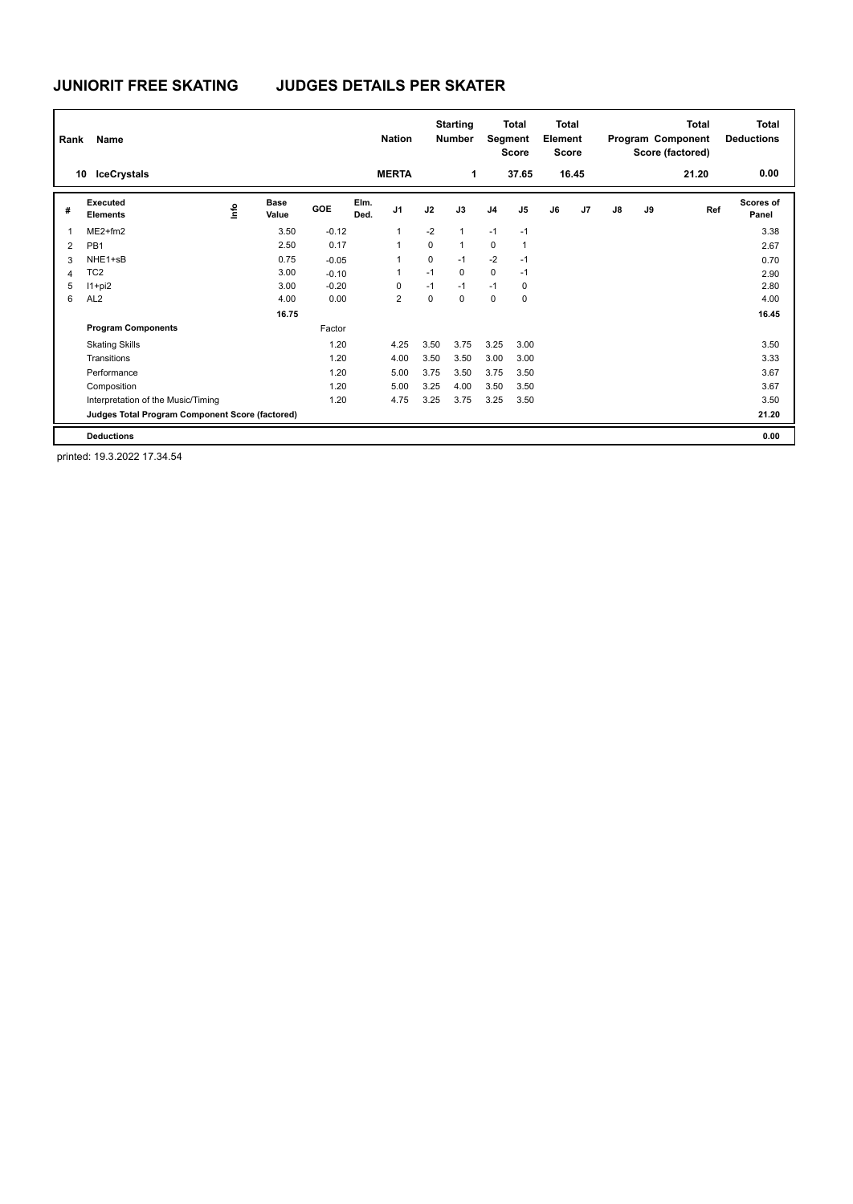# JUNIORIT FREE SKATING JUDGES DETAILS PER SKATER

| Rank | Name | Nation | Starting Number | Total Segment Score | Total Element Score | Total Program Component Score (factored) | Total Deductions |
|---|---|---|---|---|---|---|---|
| 10 | IceCrystals | MERTA | 1 | 37.65 | 16.45 | 21.20 | 0.00 |

| # | Executed Elements | Info | Base Value | GOE | Elm. Ded. | J1 | J2 | J3 | J4 | J5 | J6 | J7 | J8 | J9 | Ref | Scores of Panel |
|---|---|---|---|---|---|---|---|---|---|---|---|---|---|---|---|---|
| 1 | ME2+fm2 | | 3.50 | -0.12 | | 1 | -2 | 1 | -1 | -1 | | | | | | 3.38 |
| 2 | PB1 | | 2.50 | 0.17 | | 1 | 0 | 1 | 0 | 1 | | | | | | 2.67 |
| 3 | NHE1+sB | | 0.75 | -0.05 | | 1 | 0 | -1 | -2 | -1 | | | | | | 0.70 |
| 4 | TC2 | | 3.00 | -0.10 | | 1 | -1 | 0 | 0 | -1 | | | | | | 2.90 |
| 5 | I1+pi2 | | 3.00 | -0.20 | | 0 | -1 | -1 | -1 | 0 | | | | | | 2.80 |
| 6 | AL2 | | 4.00 | 0.00 | | 2 | 0 | 0 | 0 | 0 | | | | | | 4.00 |
| | | | 16.75 | | | | | | | | | | | | | 16.45 |
| | **Program Components** | | | Factor | | | | | | | | | | | | |
| | Skating Skills | | | 1.20 | | 4.25 | 3.50 | 3.75 | 3.25 | 3.00 | | | | | | 3.50 |
| | Transitions | | | 1.20 | | 4.00 | 3.50 | 3.50 | 3.00 | 3.00 | | | | | | 3.33 |
| | Performance | | | 1.20 | | 5.00 | 3.75 | 3.50 | 3.75 | 3.50 | | | | | | 3.67 |
| | Composition | | | 1.20 | | 5.00 | 3.25 | 4.00 | 3.50 | 3.50 | | | | | | 3.67 |
| | Interpretation of the Music/Timing | | | 1.20 | | 4.75 | 3.25 | 3.75 | 3.25 | 3.50 | | | | | | 3.50 |
| | **Judges Total Program Component Score (factored)** | | | | | | | | | | | | | | | 21.20 |
| | **Deductions** | | | | | | | | | | | | | | | 0.00 |

printed: 19.3.2022 17.34.54